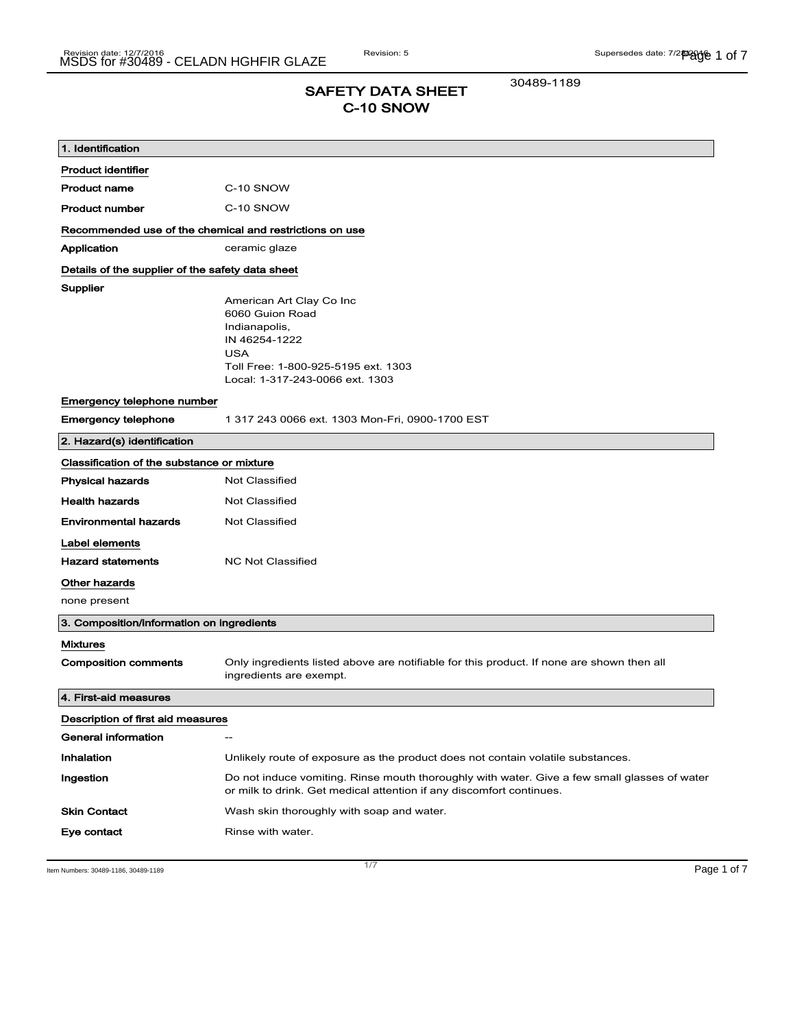30489-1189

# SAFETY DATA SHEET
# C-10 SNOW

## 1. Identification

**Product identifier**

| | |
|---|---|
| **Product name** | C-10 SNOW |
| **Product number** | C-10 SNOW |

**Recommended use of the chemical and restrictions on use**

| | |
|---|---|
| **Application** | ceramic glaze |

**Details of the supplier of the safety data sheet**

**Supplier**

American Art Clay Co Inc
6060 Guion Road
Indianapolis,
IN 46254-1222
USA
Toll Free: 1-800-925-5195 ext. 1303
Local: 1-317-243-0066 ext. 1303

**Emergency telephone number**

| | |
|---|---|
| **Emergency telephone** | 1 317 243 0066 ext. 1303 Mon-Fri, 0900-1700 EST |

## 2. Hazard(s) identification

**Classification of the substance or mixture**

| | |
|---|---|
| **Physical hazards** | Not Classified |
| **Health hazards** | Not Classified |
| **Environmental hazards** | Not Classified |

**Label elements**

| | |
|---|---|
| **Hazard statements** | NC Not Classified |

**Other hazards**

none present

## 3. Composition/information on ingredients

**Mixtures**

| | |
|---|---|
| **Composition comments** | Only ingredients listed above are notifiable for this product. If none are shown then all ingredients are exempt. |

## 4. First-aid measures

**Description of first aid measures**

| | |
|---|---|
| **General information** | -- |
| **Inhalation** | Unlikely route of exposure as the product does not contain volatile substances. |
| **Ingestion** | Do not induce vomiting. Rinse mouth thoroughly with water. Give a few small glasses of water or milk to drink. Get medical attention if any discomfort continues. |
| **Skin Contact** | Wash skin thoroughly with soap and water. |
| **Eye contact** | Rinse with water. |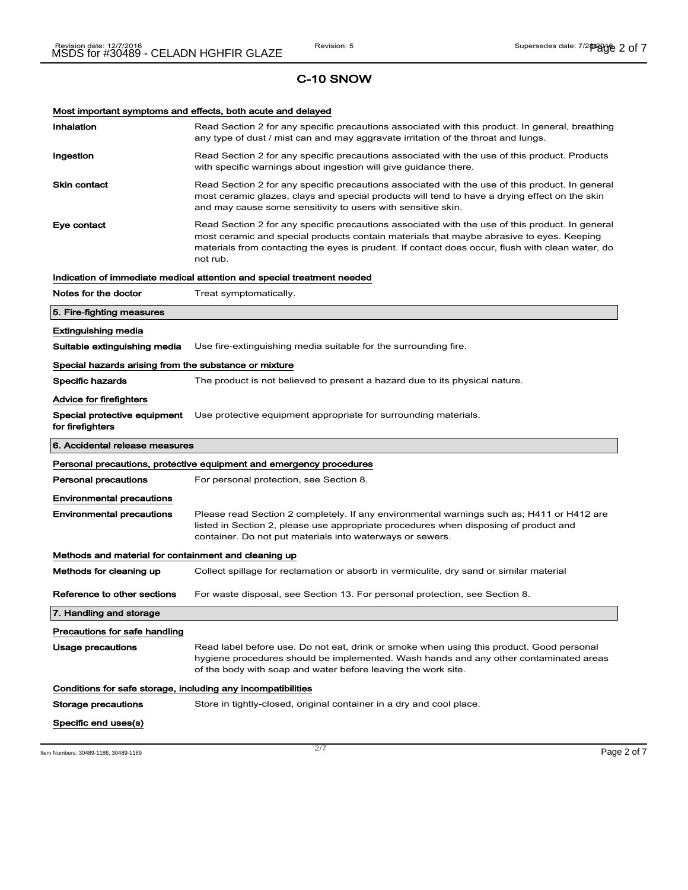# C-10 SNOW

### Most important symptoms and effects, both acute and delayed

**Inhalation** Read Section 2 for any specific precautions associated with this product. In general, breathing any type of dust / mist can and may aggravate irritation of the throat and lungs.

**Ingestion** Read Section 2 for any specific precautions associated with the use of this product. Products with specific warnings about ingestion will give guidance there.

**Skin contact** Read Section 2 for any specific precautions associated with the use of this product. In general most ceramic glazes, clays and special products will tend to have a drying effect on the skin and may cause some sensitivity to users with sensitive skin.

**Eye contact** Read Section 2 for any specific precautions associated with the use of this product. In general most ceramic and special products contain materials that maybe abrasive to eyes. Keeping materials from contacting the eyes is prudent. If contact does occur, flush with clean water, do not rub.

### Indication of immediate medical attention and special treatment needed

**Notes for the doctor** Treat symptomatically.

## 5. Fire-fighting measures

### Extinguishing media

**Suitable extinguishing media** Use fire-extinguishing media suitable for the surrounding fire.

### Special hazards arising from the substance or mixture

**Specific hazards** The product is not believed to present a hazard due to its physical nature.

### Advice for firefighters

**Special protective equipment for firefighters** Use protective equipment appropriate for surrounding materials.

## 6. Accidental release measures

### Personal precautions, protective equipment and emergency procedures

**Personal precautions** For personal protection, see Section 8.

### Environmental precautions

**Environmental precautions** Please read Section 2 completely. If any environmental warnings such as; H411 or H412 are listed in Section 2, please use appropriate procedures when disposing of product and container. Do not put materials into waterways or sewers.

### Methods and material for containment and cleaning up

**Methods for cleaning up** Collect spillage for reclamation or absorb in vermiculite, dry sand or similar material

**Reference to other sections** For waste disposal, see Section 13. For personal protection, see Section 8.

## 7. Handling and storage

### Precautions for safe handling

**Usage precautions** Read label before use. Do not eat, drink or smoke when using this product. Good personal hygiene procedures should be implemented. Wash hands and any other contaminated areas of the body with soap and water before leaving the work site.

### Conditions for safe storage, including any incompatibilities

**Storage precautions** Store in tightly-closed, original container in a dry and cool place.

### Specific end uses(s)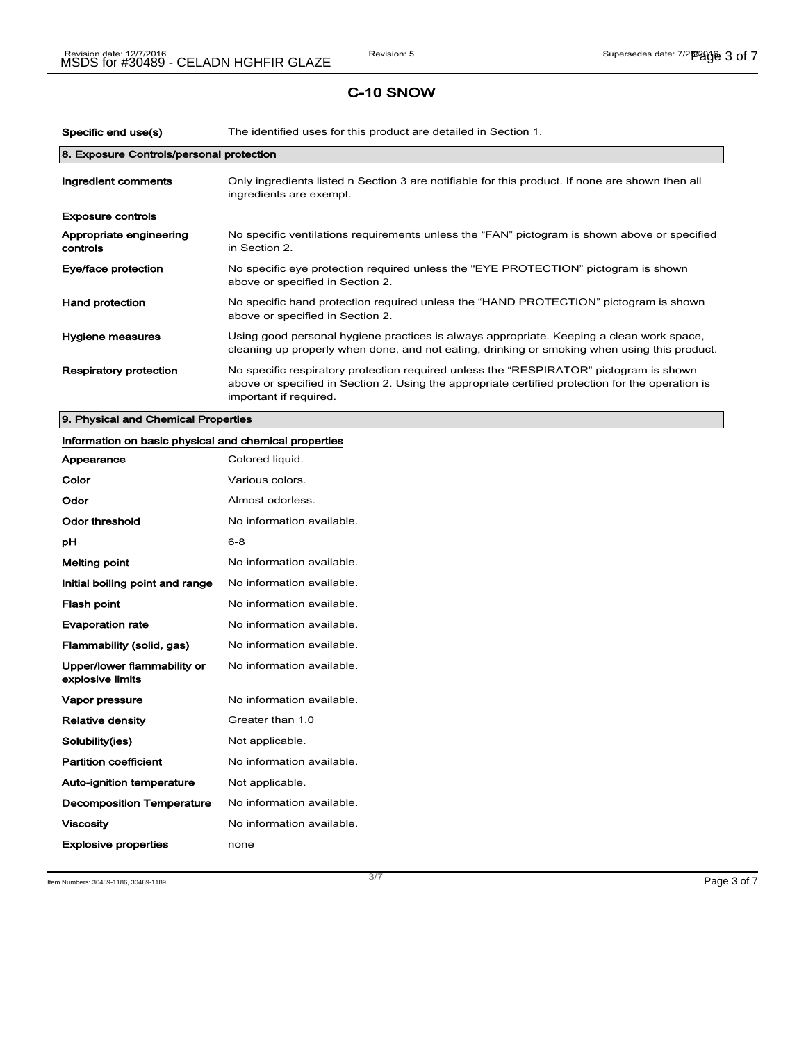# C-10 SNOW

| | |
|---|---|
| **Specific end use(s)** | The identified uses for this product are detailed in Section 1. |

## 8. Exposure Controls/personal protection

| | |
|---|---|
| **Ingredient comments** | Only ingredients listed n Section 3 are notifiable for this product. If none are shown then all ingredients are exempt. |

**Exposure controls**

| | |
|---|---|
| **Appropriate engineering controls** | No specific ventilations requirements unless the "FAN" pictogram is shown above or specified in Section 2. |
| **Eye/face protection** | No specific eye protection required unless the "EYE PROTECTION" pictogram is shown above or specified in Section 2. |
| **Hand protection** | No specific hand protection required unless the "HAND PROTECTION" pictogram is shown above or specified in Section 2. |
| **Hygiene measures** | Using good personal hygiene practices is always appropriate. Keeping a clean work space, cleaning up properly when done, and not eating, drinking or smoking when using this product. |
| **Respiratory protection** | No specific respiratory protection required unless the "RESPIRATOR" pictogram is shown above or specified in Section 2. Using the appropriate certified protection for the operation is important if required. |

## 9. Physical and Chemical Properties

**Information on basic physical and chemical properties**

| | |
|---|---|
| **Appearance** | Colored liquid. |
| **Color** | Various colors. |
| **Odor** | Almost odorless. |
| **Odor threshold** | No information available. |
| **pH** | 6-8 |
| **Melting point** | No information available. |
| **Initial boiling point and range** | No information available. |
| **Flash point** | No information available. |
| **Evaporation rate** | No information available. |
| **Flammability (solid, gas)** | No information available. |
| **Upper/lower flammability or explosive limits** | No information available. |
| **Vapor pressure** | No information available. |
| **Relative density** | Greater than 1.0 |
| **Solubility(ies)** | Not applicable. |
| **Partition coefficient** | No information available. |
| **Auto-ignition temperature** | Not applicable. |
| **Decomposition Temperature** | No information available. |
| **Viscosity** | No information available. |
| **Explosive properties** | none |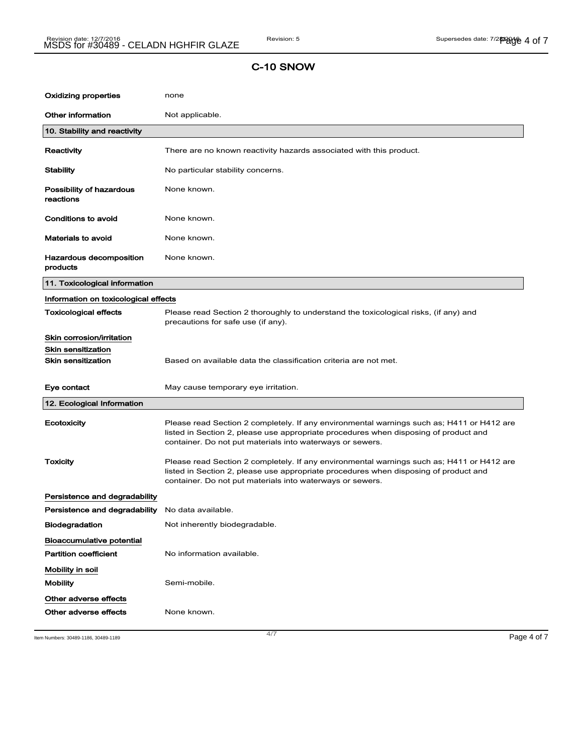## C-10 SNOW

| | |
|---|---|
| **Oxidizing properties** | none |
| **Other information** | Not applicable. |

### 10. Stability and reactivity

| | |
|---|---|
| **Reactivity** | There are no known reactivity hazards associated with this product. |
| **Stability** | No particular stability concerns. |
| **Possibility of hazardous reactions** | None known. |
| **Conditions to avoid** | None known. |
| **Materials to avoid** | None known. |
| **Hazardous decomposition products** | None known. |

### 11. Toxicological information

**Information on toxicological effects**

| | |
|---|---|
| **Toxicological effects** | Please read Section 2 thoroughly to understand the toxicological risks, (if any) and precautions for safe use (if any). |

**Skin corrosion/irritation**

**Skin sensitization**

| | |
|---|---|
| **Skin sensitization** | Based on available data the classification criteria are not met. |
| **Eye contact** | May cause temporary eye irritation. |

### 12. Ecological Information

| | |
|---|---|
| **Ecotoxicity** | Please read Section 2 completely. If any environmental warnings such as; H411 or H412 are listed in Section 2, please use appropriate procedures when disposing of product and container. Do not put materials into waterways or sewers. |
| **Toxicity** | Please read Section 2 completely. If any environmental warnings such as; H411 or H412 are listed in Section 2, please use appropriate procedures when disposing of product and container. Do not put materials into waterways or sewers. |

**Persistence and degradability**

| | |
|---|---|
| **Persistence and degradability** | No data available. |
| **Biodegradation** | Not inherently biodegradable. |

**Bioaccumulative potential**

| | |
|---|---|
| **Partition coefficient** | No information available. |

**Mobility in soil**

| | |
|---|---|
| **Mobility** | Semi-mobile. |

**Other adverse effects**

| | |
|---|---|
| **Other adverse effects** | None known. |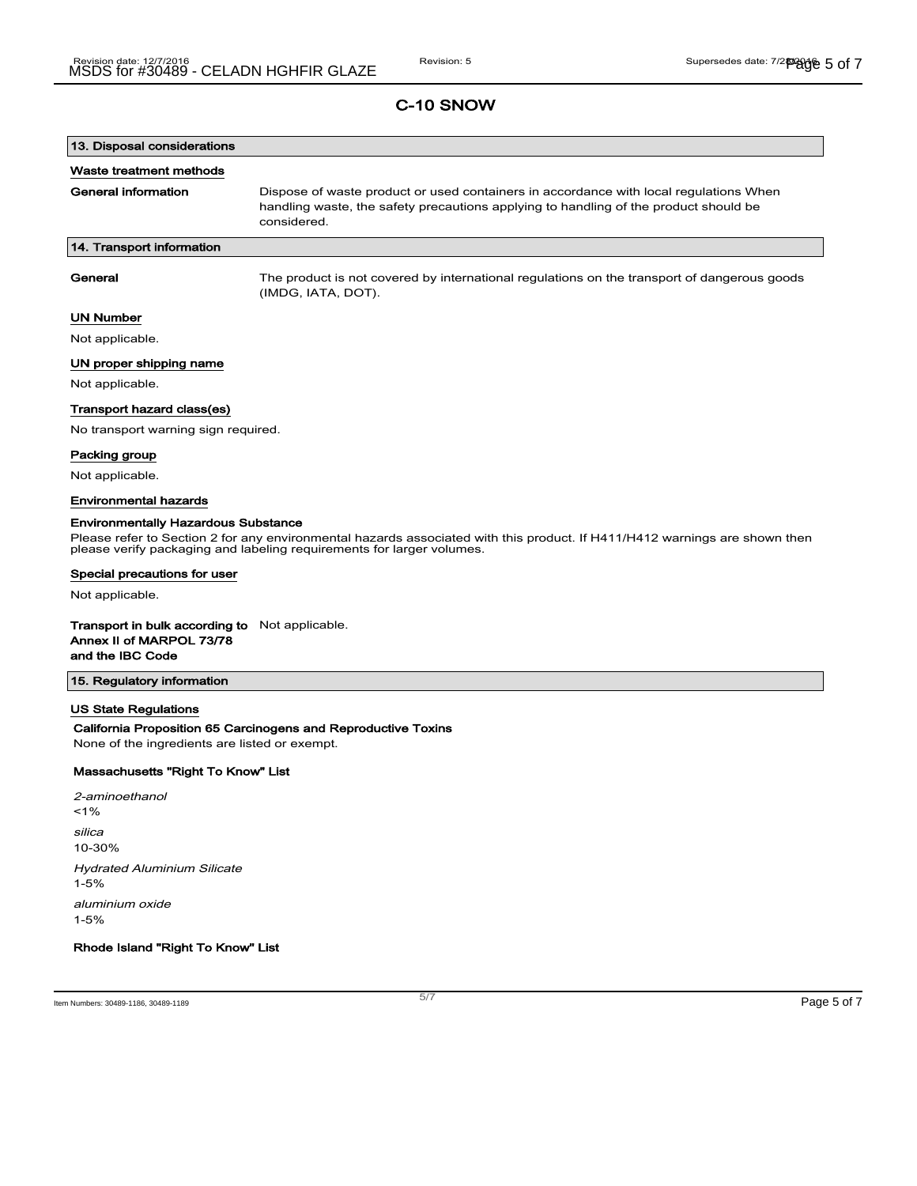# C-10 SNOW

## 13. Disposal considerations

### Waste treatment methods

**General information** Dispose of waste product or used containers in accordance with local regulations When handling waste, the safety precautions applying to handling of the product should be considered.

## 14. Transport information

**General** The product is not covered by international regulations on the transport of dangerous goods (IMDG, IATA, DOT).

### UN Number

Not applicable.

### UN proper shipping name

Not applicable.

### Transport hazard class(es)

No transport warning sign required.

### Packing group

Not applicable.

### Environmental hazards

**Environmentally Hazardous Substance**

Please refer to Section 2 for any environmental hazards associated with this product. If H411/H412 warnings are shown then please verify packaging and labeling requirements for larger volumes.

### Special precautions for user

Not applicable.

**Transport in bulk according to Annex II of MARPOL 73/78 and the IBC Code** Not applicable.

## 15. Regulatory information

### US State Regulations

**California Proposition 65 Carcinogens and Reproductive Toxins**

None of the ingredients are listed or exempt.

**Massachusetts "Right To Know" List**

*2-aminoethanol*
<1%

*silica*
10-30%

*Hydrated Aluminium Silicate*
1-5%

*aluminium oxide*
1-5%

**Rhode Island "Right To Know" List**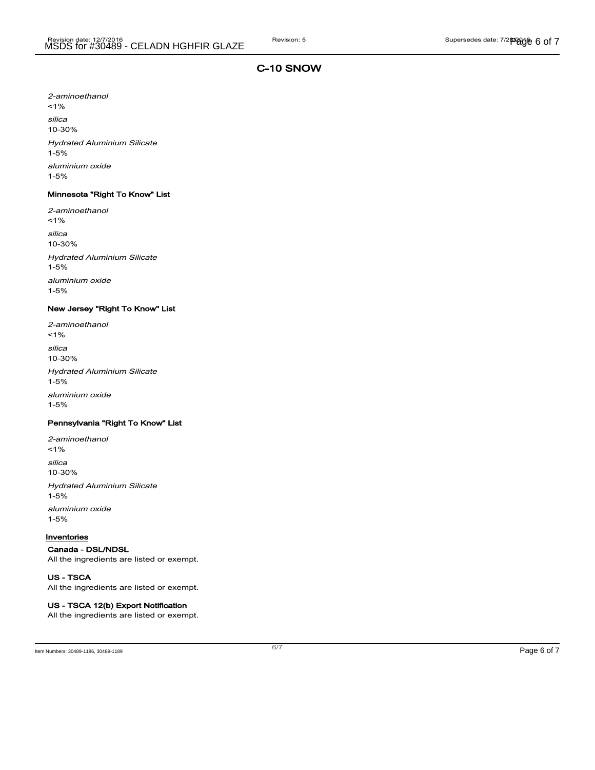## C-10 SNOW

*2-aminoethanol*
<1%

*silica*
10-30%

*Hydrated Aluminium Silicate*
1-5%

*aluminium oxide*
1-5%

### Minnesota "Right To Know" List

*2-aminoethanol*
<1%

*silica*
10-30%

*Hydrated Aluminium Silicate*
1-5%

*aluminium oxide*
1-5%

### New Jersey "Right To Know" List

*2-aminoethanol*
<1%

*silica*
10-30%

*Hydrated Aluminium Silicate*
1-5%

*aluminium oxide*
1-5%

### Pennsylvania "Right To Know" List

*2-aminoethanol*
<1%

*silica*
10-30%

*Hydrated Aluminium Silicate*
1-5%

*aluminium oxide*
1-5%

### Inventories

**Canada - DSL/NDSL**
All the ingredients are listed or exempt.

**US - TSCA**
All the ingredients are listed or exempt.

**US - TSCA 12(b) Export Notification**
All the ingredients are listed or exempt.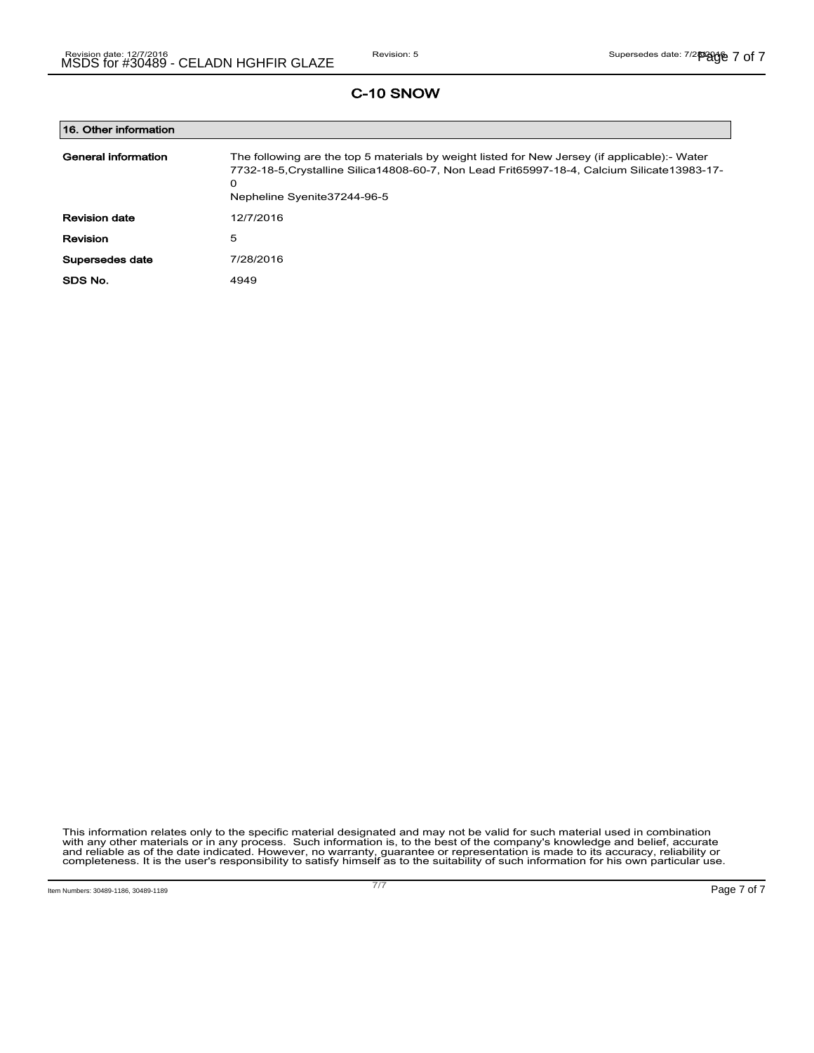# C-10 SNOW

## 16. Other information

| | |
|---|---|
| **General information** | The following are the top 5 materials by weight listed for New Jersey (if applicable):- Water 7732-18-5,Crystalline Silica14808-60-7, Non Lead Frit65997-18-4, Calcium Silicate13983-17-0<br>Nepheline Syenite37244-96-5 |
| **Revision date** | 12/7/2016 |
| **Revision** | 5 |
| **Supersedes date** | 7/28/2016 |
| **SDS No.** | 4949 |

This information relates only to the specific material designated and may not be valid for such material used in combination with any other materials or in any process. Such information is, to the best of the company's knowledge and belief, accurate and reliable as of the date indicated. However, no warranty, guarantee or representation is made to its accuracy, reliability or completeness. It is the user's responsibility to satisfy himself as to the suitability of such information for his own particular use.

Item Numbers: 30489-1186, 30489-1189